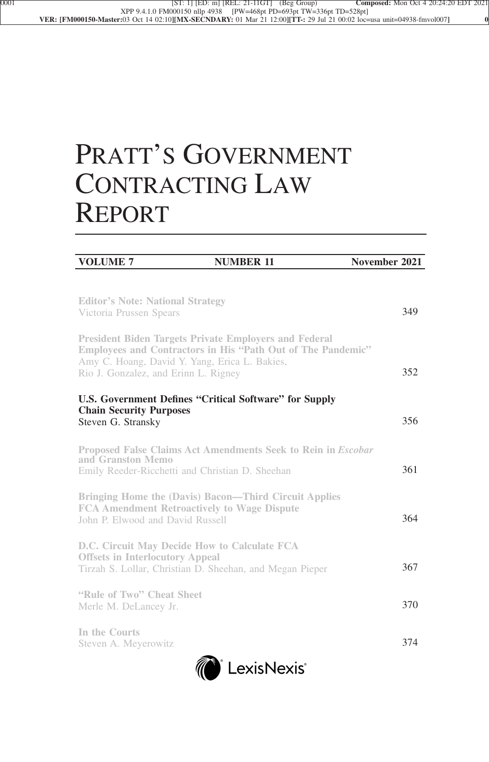# PRATT'S GOVERNMENT CONTRACTING LAW REPORT

| VOLUME 7 | NUMBER 11 | November 2021 |
|---|---|---|

**Editor's Note: National Strategy**
Victoria Prussen Spears — 349

**President Biden Targets Private Employers and Federal Employees and Contractors in His "Path Out of The Pandemic"**
Amy C. Hoang, David Y. Yang, Erica L. Bakies, Rio J. Gonzalez, and Erinn L. Rigney — 352

**U.S. Government Defines "Critical Software" for Supply Chain Security Purposes**
Steven G. Stransky — 356

**Proposed False Claims Act Amendments Seek to Rein in *Escobar* and Granston Memo**
Emily Reeder-Ricchetti and Christian D. Sheehan — 361

**Bringing Home the (Davis) Bacon—Third Circuit Applies FCA Amendment Retroactively to Wage Dispute**
John P. Elwood and David Russell — 364

**D.C. Circuit May Decide How to Calculate FCA Offsets in Interlocutory Appeal**
Tirzah S. Lollar, Christian D. Sheehan, and Megan Pieper — 367

**"Rule of Two" Cheat Sheet**
Merle M. DeLancey Jr. — 370

**In the Courts**
Steven A. Meyerowitz — 374

LexisNexis®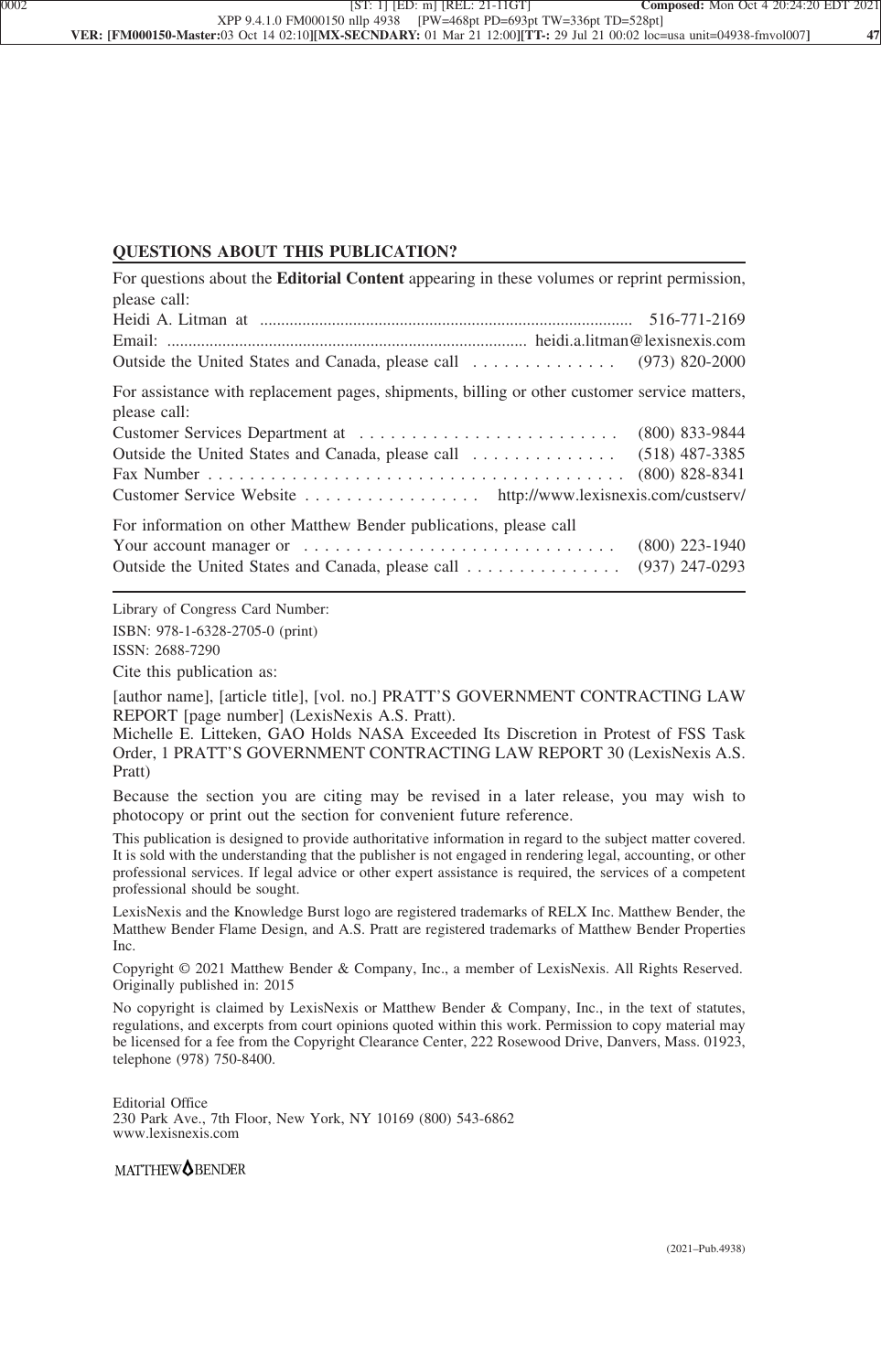## QUESTIONS ABOUT THIS PUBLICATION?

For questions about the **Editorial Content** appearing in these volumes or reprint permission, please call:

Heidi A. Litman at ........................................................ 516-771-2169
Email: ........................................................ heidi.a.litman@lexisnexis.com
Outside the United States and Canada, please call .............. (973) 820-2000

For assistance with replacement pages, shipments, billing or other customer service matters, please call:

Customer Services Department at .......................... (800) 833-9844
Outside the United States and Canada, please call .............. (518) 487-3385
Fax Number ........................................ (800) 828-8341
Customer Service Website ................. http://www.lexisnexis.com/custserv/

For information on other Matthew Bender publications, please call

Your account manager or .............................. (800) 223-1940
Outside the United States and Canada, please call ............... (937) 247-0293

---

Library of Congress Card Number:

ISBN: 978-1-6328-2705-0 (print)

ISSN: 2688-7290

Cite this publication as:

[author name], [article title], [vol. no.] PRATT'S GOVERNMENT CONTRACTING LAW REPORT [page number] (LexisNexis A.S. Pratt).

Michelle E. Litteken, GAO Holds NASA Exceeded Its Discretion in Protest of FSS Task Order, 1 PRATT'S GOVERNMENT CONTRACTING LAW REPORT 30 (LexisNexis A.S. Pratt)

Because the section you are citing may be revised in a later release, you may wish to photocopy or print out the section for convenient future reference.

This publication is designed to provide authoritative information in regard to the subject matter covered. It is sold with the understanding that the publisher is not engaged in rendering legal, accounting, or other professional services. If legal advice or other expert assistance is required, the services of a competent professional should be sought.

LexisNexis and the Knowledge Burst logo are registered trademarks of RELX Inc. Matthew Bender, the Matthew Bender Flame Design, and A.S. Pratt are registered trademarks of Matthew Bender Properties Inc.

Copyright © 2021 Matthew Bender & Company, Inc., a member of LexisNexis. All Rights Reserved.
Originally published in: 2015

No copyright is claimed by LexisNexis or Matthew Bender & Company, Inc., in the text of statutes, regulations, and excerpts from court opinions quoted within this work. Permission to copy material may be licensed for a fee from the Copyright Clearance Center, 222 Rosewood Drive, Danvers, Mass. 01923, telephone (978) 750-8400.

Editorial Office
230 Park Ave., 7th Floor, New York, NY 10169 (800) 543-6862
www.lexisnexis.com

MATTHEW BENDER

(2021–Pub.4938)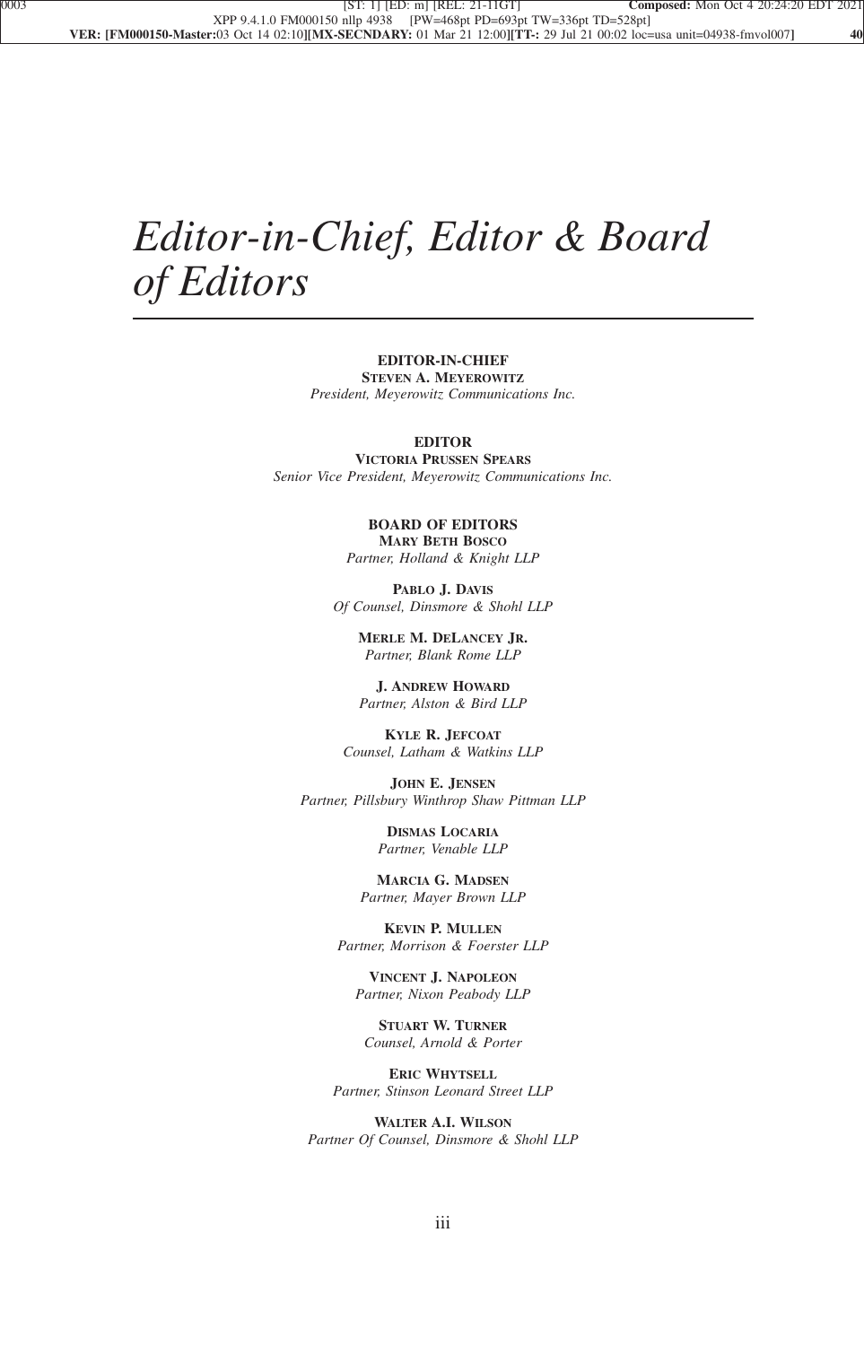# *Editor-in-Chief, Editor & Board of Editors*

**EDITOR-IN-CHIEF**

**STEVEN A. MEYEROWITZ**

*President, Meyerowitz Communications Inc.*

**EDITOR**

**VICTORIA PRUSSEN SPEARS**

*Senior Vice President, Meyerowitz Communications Inc.*

**BOARD OF EDITORS**

**MARY BETH BOSCO**
*Partner, Holland & Knight LLP*

**PABLO J. DAVIS**
*Of Counsel, Dinsmore & Shohl LLP*

**MERLE M. DELANCEY JR.**
*Partner, Blank Rome LLP*

**J. ANDREW HOWARD**
*Partner, Alston & Bird LLP*

**KYLE R. JEFCOAT**
*Counsel, Latham & Watkins LLP*

**JOHN E. JENSEN**
*Partner, Pillsbury Winthrop Shaw Pittman LLP*

**DISMAS LOCARIA**
*Partner, Venable LLP*

**MARCIA G. MADSEN**
*Partner, Mayer Brown LLP*

**KEVIN P. MULLEN**
*Partner, Morrison & Foerster LLP*

**VINCENT J. NAPOLEON**
*Partner, Nixon Peabody LLP*

**STUART W. TURNER**
*Counsel, Arnold & Porter*

**ERIC WHYTSELL**
*Partner, Stinson Leonard Street LLP*

**WALTER A.I. WILSON**
*Partner Of Counsel, Dinsmore & Shohl LLP*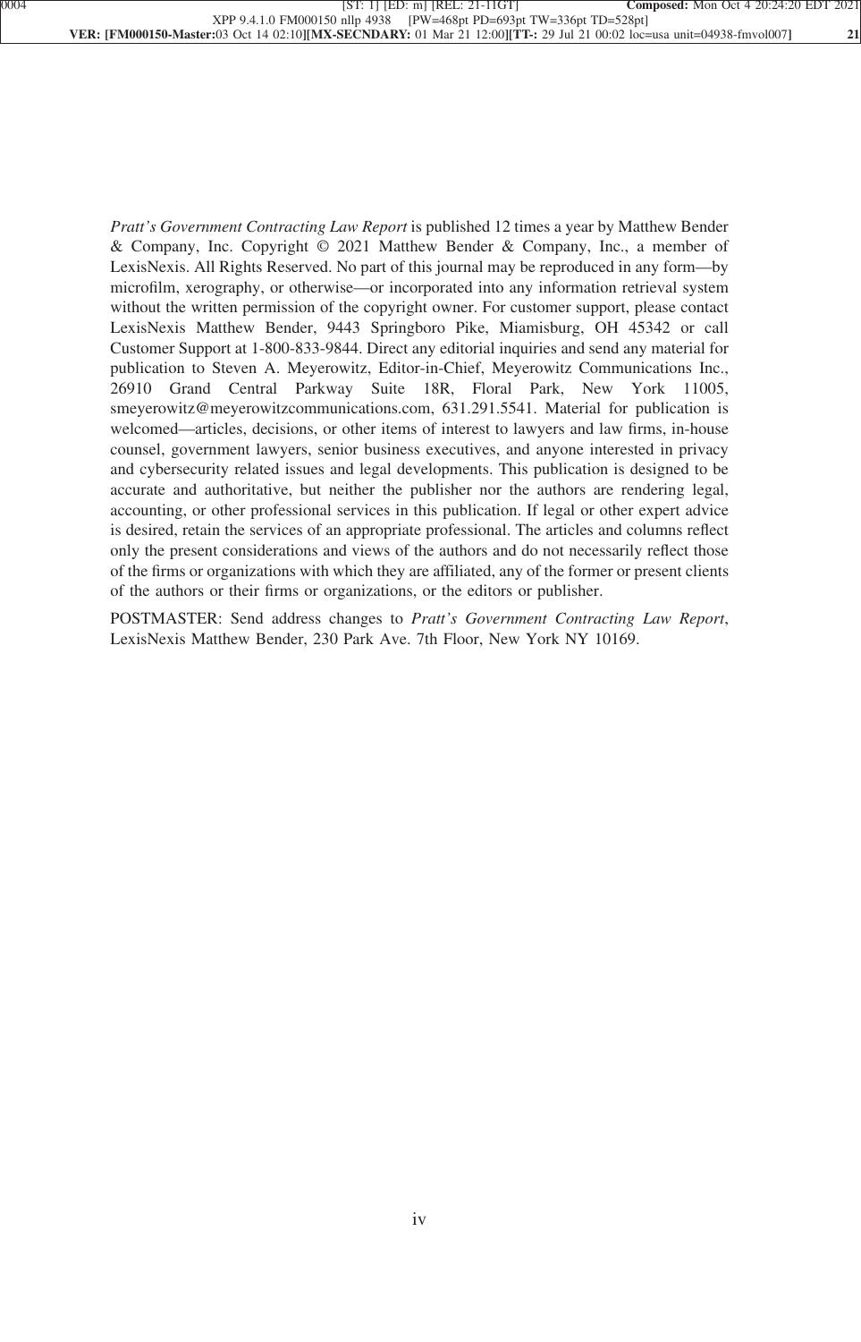*Pratt's Government Contracting Law Report* is published 12 times a year by Matthew Bender & Company, Inc. Copyright © 2021 Matthew Bender & Company, Inc., a member of LexisNexis. All Rights Reserved. No part of this journal may be reproduced in any form—by microfilm, xerography, or otherwise—or incorporated into any information retrieval system without the written permission of the copyright owner. For customer support, please contact LexisNexis Matthew Bender, 9443 Springboro Pike, Miamisburg, OH 45342 or call Customer Support at 1-800-833-9844. Direct any editorial inquiries and send any material for publication to Steven A. Meyerowitz, Editor-in-Chief, Meyerowitz Communications Inc., 26910 Grand Central Parkway Suite 18R, Floral Park, New York 11005, smeyerowitz@meyerowitzcommunications.com, 631.291.5541. Material for publication is welcomed—articles, decisions, or other items of interest to lawyers and law firms, in-house counsel, government lawyers, senior business executives, and anyone interested in privacy and cybersecurity related issues and legal developments. This publication is designed to be accurate and authoritative, but neither the publisher nor the authors are rendering legal, accounting, or other professional services in this publication. If legal or other expert advice is desired, retain the services of an appropriate professional. The articles and columns reflect only the present considerations and views of the authors and do not necessarily reflect those of the firms or organizations with which they are affiliated, any of the former or present clients of the authors or their firms or organizations, or the editors or publisher.

POSTMASTER: Send address changes to *Pratt's Government Contracting Law Report*, LexisNexis Matthew Bender, 230 Park Ave. 7th Floor, New York NY 10169.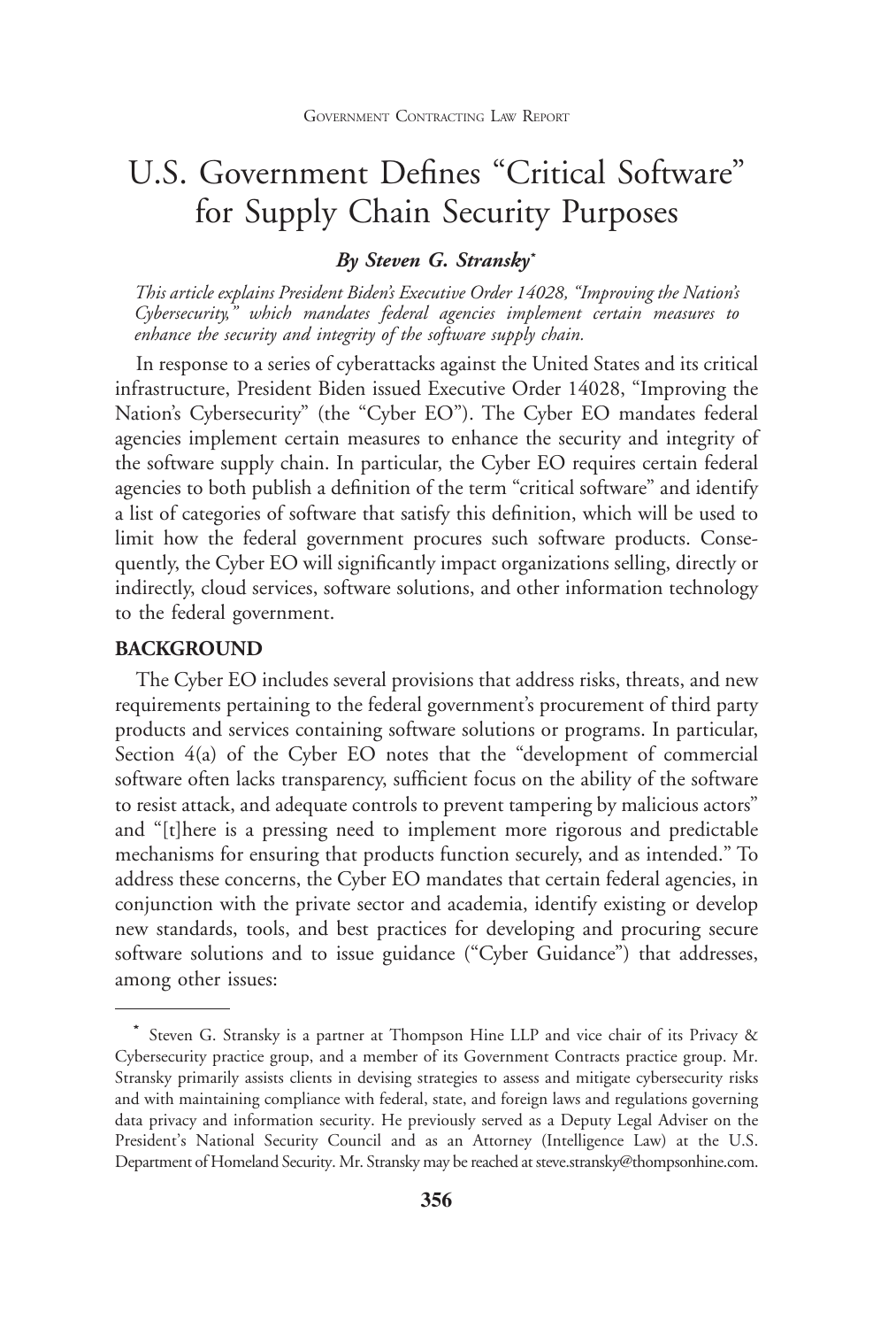# U.S. Government Defines "Critical Software" for Supply Chain Security Purposes

***By Steven G. Stransky****

*This article explains President Biden's Executive Order 14028, "Improving the Nation's Cybersecurity," which mandates federal agencies implement certain measures to enhance the security and integrity of the software supply chain.*

In response to a series of cyberattacks against the United States and its critical infrastructure, President Biden issued Executive Order 14028, "Improving the Nation's Cybersecurity" (the "Cyber EO"). The Cyber EO mandates federal agencies implement certain measures to enhance the security and integrity of the software supply chain. In particular, the Cyber EO requires certain federal agencies to both publish a definition of the term "critical software" and identify a list of categories of software that satisfy this definition, which will be used to limit how the federal government procures such software products. Consequently, the Cyber EO will significantly impact organizations selling, directly or indirectly, cloud services, software solutions, and other information technology to the federal government.

## BACKGROUND

The Cyber EO includes several provisions that address risks, threats, and new requirements pertaining to the federal government's procurement of third party products and services containing software solutions or programs. In particular, Section 4(a) of the Cyber EO notes that the "development of commercial software often lacks transparency, sufficient focus on the ability of the software to resist attack, and adequate controls to prevent tampering by malicious actors" and "[t]here is a pressing need to implement more rigorous and predictable mechanisms for ensuring that products function securely, and as intended." To address these concerns, the Cyber EO mandates that certain federal agencies, in conjunction with the private sector and academia, identify existing or develop new standards, tools, and best practices for developing and procuring secure software solutions and to issue guidance ("Cyber Guidance") that addresses, among other issues:

---

* Steven G. Stransky is a partner at Thompson Hine LLP and vice chair of its Privacy & Cybersecurity practice group, and a member of its Government Contracts practice group. Mr. Stransky primarily assists clients in devising strategies to assess and mitigate cybersecurity risks and with maintaining compliance with federal, state, and foreign laws and regulations governing data privacy and information security. He previously served as a Deputy Legal Adviser on the President's National Security Council and as an Attorney (Intelligence Law) at the U.S. Department of Homeland Security. Mr. Stransky may be reached at steve.stransky@thompsonhine.com.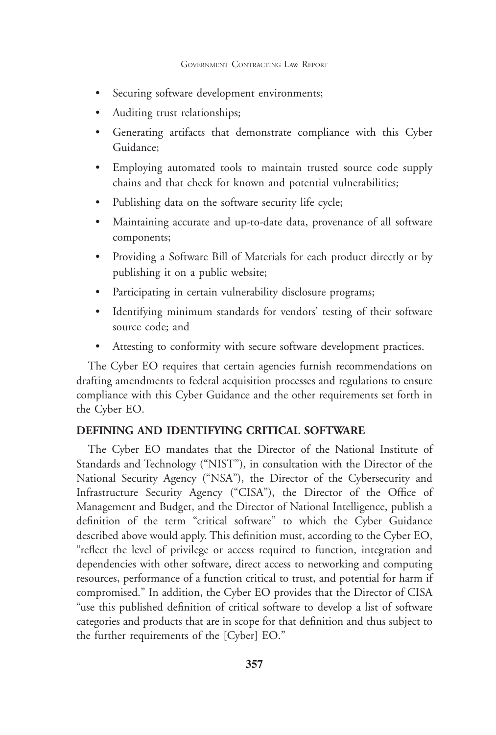- Securing software development environments;
- Auditing trust relationships;
- Generating artifacts that demonstrate compliance with this Cyber Guidance;
- Employing automated tools to maintain trusted source code supply chains and that check for known and potential vulnerabilities;
- Publishing data on the software security life cycle;
- Maintaining accurate and up-to-date data, provenance of all software components;
- Providing a Software Bill of Materials for each product directly or by publishing it on a public website;
- Participating in certain vulnerability disclosure programs;
- Identifying minimum standards for vendors' testing of their software source code; and
- Attesting to conformity with secure software development practices.

The Cyber EO requires that certain agencies furnish recommendations on drafting amendments to federal acquisition processes and regulations to ensure compliance with this Cyber Guidance and the other requirements set forth in the Cyber EO.

## DEFINING AND IDENTIFYING CRITICAL SOFTWARE

The Cyber EO mandates that the Director of the National Institute of Standards and Technology ("NIST"), in consultation with the Director of the National Security Agency ("NSA"), the Director of the Cybersecurity and Infrastructure Security Agency ("CISA"), the Director of the Office of Management and Budget, and the Director of National Intelligence, publish a definition of the term "critical software" to which the Cyber Guidance described above would apply. This definition must, according to the Cyber EO, "reflect the level of privilege or access required to function, integration and dependencies with other software, direct access to networking and computing resources, performance of a function critical to trust, and potential for harm if compromised." In addition, the Cyber EO provides that the Director of CISA "use this published definition of critical software to develop a list of software categories and products that are in scope for that definition and thus subject to the further requirements of the [Cyber] EO."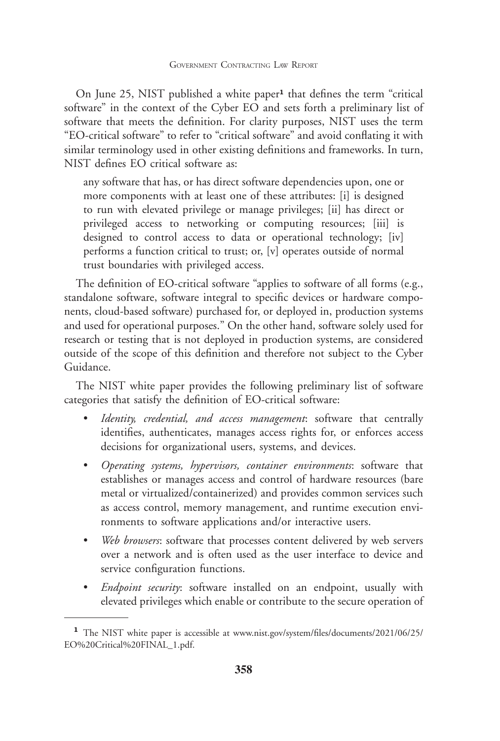On June 25, NIST published a white paper[1] that defines the term "critical software" in the context of the Cyber EO and sets forth a preliminary list of software that meets the definition. For clarity purposes, NIST uses the term "EO-critical software" to refer to "critical software" and avoid conflating it with similar terminology used in other existing definitions and frameworks. In turn, NIST defines EO critical software as:

> any software that has, or has direct software dependencies upon, one or more components with at least one of these attributes: [i] is designed to run with elevated privilege or manage privileges; [ii] has direct or privileged access to networking or computing resources; [iii] is designed to control access to data or operational technology; [iv] performs a function critical to trust; or, [v] operates outside of normal trust boundaries with privileged access.

The definition of EO-critical software "applies to software of all forms (e.g., standalone software, software integral to specific devices or hardware components, cloud-based software) purchased for, or deployed in, production systems and used for operational purposes." On the other hand, software solely used for research or testing that is not deployed in production systems, are considered outside of the scope of this definition and therefore not subject to the Cyber Guidance.

The NIST white paper provides the following preliminary list of software categories that satisfy the definition of EO-critical software:

- *Identity, credential, and access management*: software that centrally identifies, authenticates, manages access rights for, or enforces access decisions for organizational users, systems, and devices.
- *Operating systems, hypervisors, container environments*: software that establishes or manages access and control of hardware resources (bare metal or virtualized/containerized) and provides common services such as access control, memory management, and runtime execution environments to software applications and/or interactive users.
- *Web browsers*: software that processes content delivered by web servers over a network and is often used as the user interface to device and service configuration functions.
- *Endpoint security*: software installed on an endpoint, usually with elevated privileges which enable or contribute to the secure operation of

---

[1] The NIST white paper is accessible at www.nist.gov/system/files/documents/2021/06/25/EO%20Critical%20FINAL_1.pdf.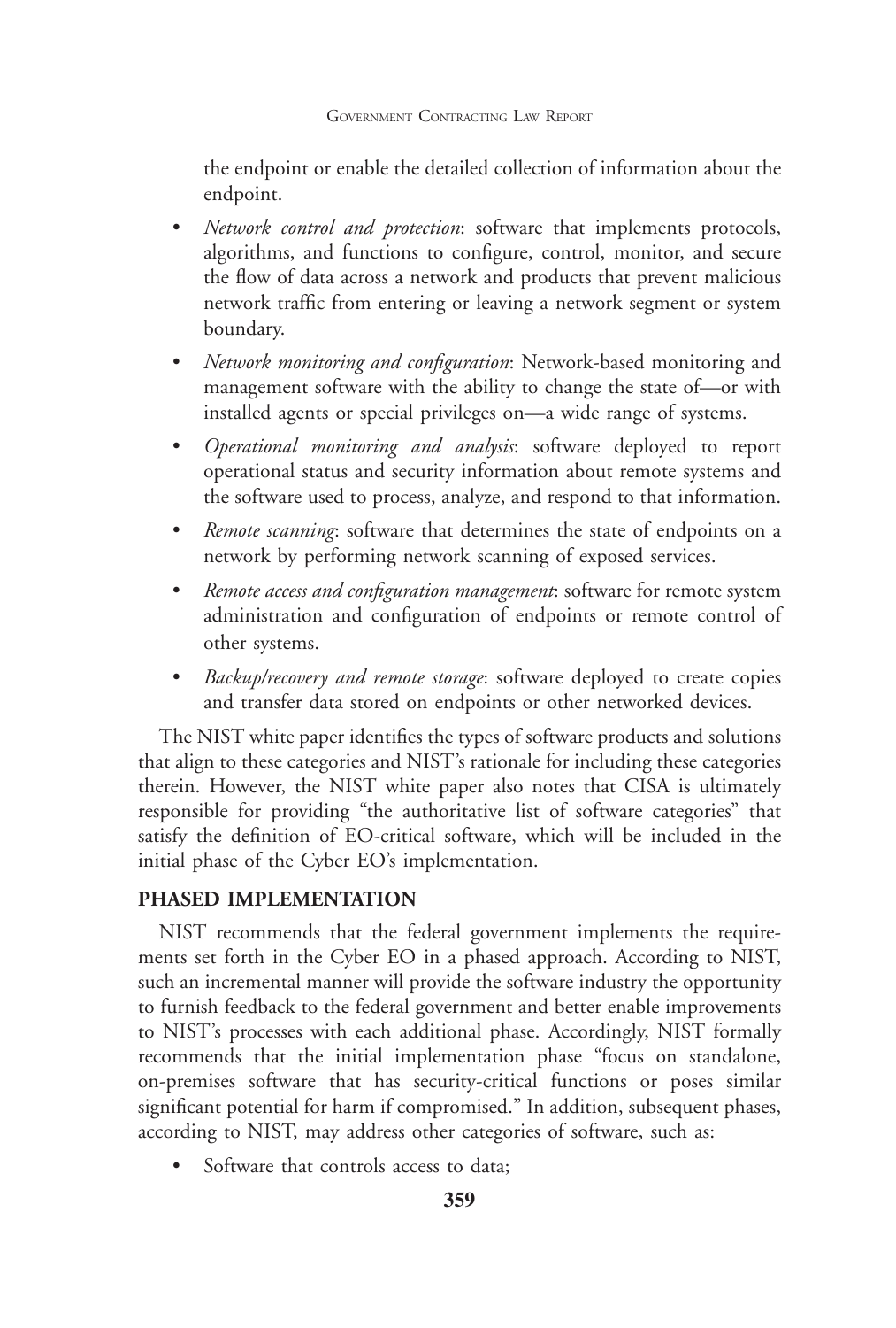the endpoint or enable the detailed collection of information about the endpoint.

- *Network control and protection*: software that implements protocols, algorithms, and functions to configure, control, monitor, and secure the flow of data across a network and products that prevent malicious network traffic from entering or leaving a network segment or system boundary.
- *Network monitoring and configuration*: Network-based monitoring and management software with the ability to change the state of—or with installed agents or special privileges on—a wide range of systems.
- *Operational monitoring and analysis*: software deployed to report operational status and security information about remote systems and the software used to process, analyze, and respond to that information.
- *Remote scanning*: software that determines the state of endpoints on a network by performing network scanning of exposed services.
- *Remote access and configuration management*: software for remote system administration and configuration of endpoints or remote control of other systems.
- *Backup/recovery and remote storage*: software deployed to create copies and transfer data stored on endpoints or other networked devices.

The NIST white paper identifies the types of software products and solutions that align to these categories and NIST's rationale for including these categories therein. However, the NIST white paper also notes that CISA is ultimately responsible for providing "the authoritative list of software categories" that satisfy the definition of EO-critical software, which will be included in the initial phase of the Cyber EO's implementation.

## PHASED IMPLEMENTATION

NIST recommends that the federal government implements the requirements set forth in the Cyber EO in a phased approach. According to NIST, such an incremental manner will provide the software industry the opportunity to furnish feedback to the federal government and better enable improvements to NIST's processes with each additional phase. Accordingly, NIST formally recommends that the initial implementation phase "focus on standalone, on-premises software that has security-critical functions or poses similar significant potential for harm if compromised." In addition, subsequent phases, according to NIST, may address other categories of software, such as:

- Software that controls access to data;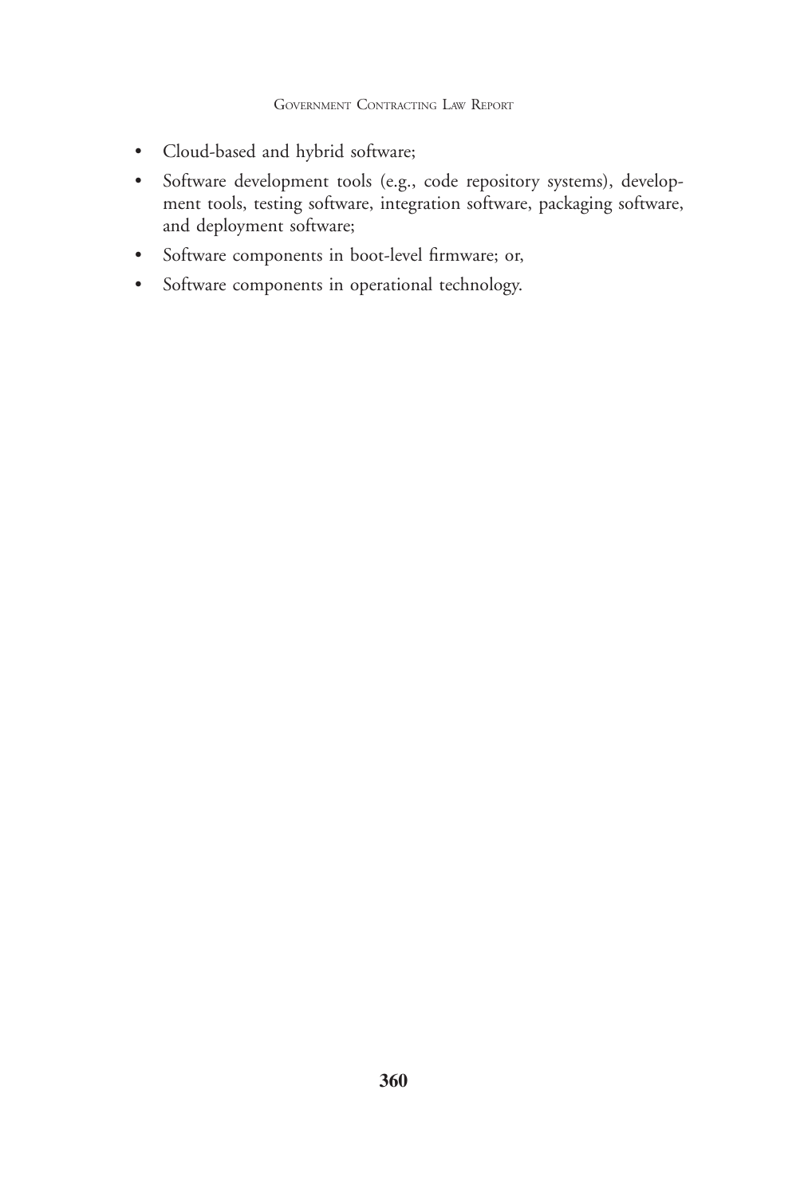- Cloud-based and hybrid software;
- Software development tools (e.g., code repository systems), development tools, testing software, integration software, packaging software, and deployment software;
- Software components in boot-level firmware; or,
- Software components in operational technology.